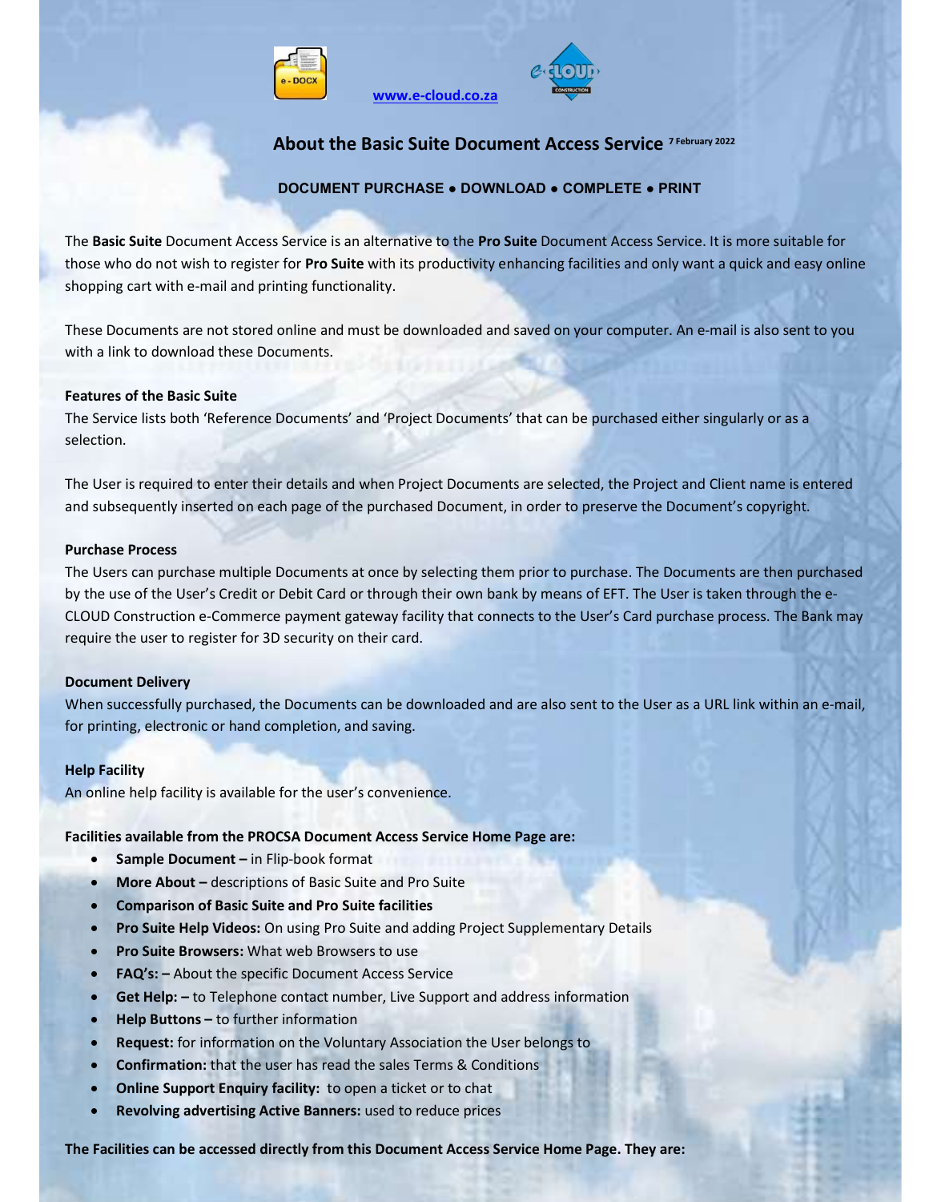www.e-cloud.co.za

# About the Basic Suite Document Access Service 7 February 2022

**DOCUMENT PURCHASE • DOWNLOAD • COMPLETE • PRINT**

The **Basic Suite** Document Access Service is an alternative to the **Pro Suite** Document Access Service. It is more suitable for those who do not wish to register for **Pro Suite** with its productivity enhancing facilities and only want a quick and easy online shopping cart with e-mail and printing functionality.

These Documents are not stored online and must be downloaded and saved on your computer. An e-mail is also sent to you with a link to download these Documents.

**Features of the Basic Suite**

The Service lists both 'Reference Documents' and 'Project Documents' that can be purchased either singularly or as a selection.

The User is required to enter their details and when Project Documents are selected, the Project and Client name is entered and subsequently inserted on each page of the purchased Document, in order to preserve the Document's copyright.

**Purchase Process**

The Users can purchase multiple Documents at once by selecting them prior to purchase. The Documents are then purchased by the use of the User's Credit or Debit Card or through their own bank by means of EFT. The User is taken through the e-CLOUD Construction e-Commerce payment gateway facility that connects to the User's Card purchase process. The Bank may require the user to register for 3D security on their card.

**Document Delivery**

When successfully purchased, the Documents can be downloaded and are also sent to the User as a URL link within an e-mail, for printing, electronic or hand completion, and saving.

**Help Facility**

An online help facility is available for the user's convenience.

**Facilities available from the PROCSA Document Access Service Home Page are:**

- **Sample Document –** in Flip-book format
- **More About –** descriptions of Basic Suite and Pro Suite
- **Comparison of Basic Suite and Pro Suite facilities**
- **Pro Suite Help Videos:** On using Pro Suite and adding Project Supplementary Details
- **Pro Suite Browsers:** What web Browsers to use
- **FAQ's: –** About the specific Document Access Service
- **Get Help: –** to Telephone contact number, Live Support and address information
- **Help Buttons –** to further information
- **Request:** for information on the Voluntary Association the User belongs to
- **Confirmation:** that the user has read the sales Terms & Conditions
- **Online Support Enquiry facility:** to open a ticket or to chat
- **Revolving advertising Active Banners:** used to reduce prices

**The Facilities can be accessed directly from this Document Access Service Home Page. They are:**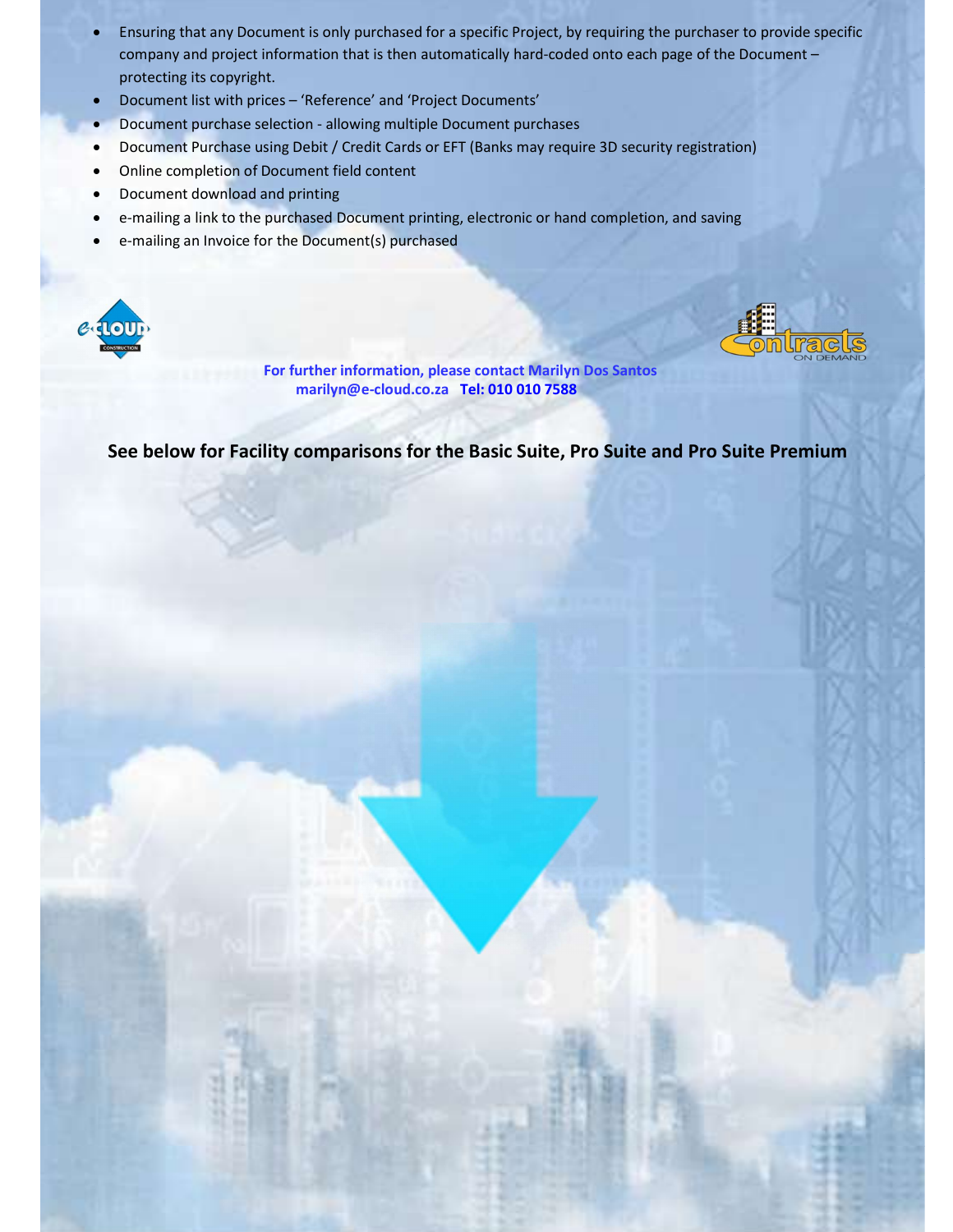- Ensuring that any Document is only purchased for a specific Project, by requiring the purchaser to provide specific company and project information that is then automatically hard-coded onto each page of the Document – protecting its copyright.
- Document list with prices – 'Reference' and 'Project Documents'
- Document purchase selection - allowing multiple Document purchases
- Document Purchase using Debit / Credit Cards or EFT (Banks may require 3D security registration)
- Online completion of Document field content
- Document download and printing
- e-mailing a link to the purchased Document printing, electronic or hand completion, and saving
- e-mailing an Invoice for the Document(s) purchased

**For further information, please contact Marilyn Dos Santos**
**marilyn@e-cloud.co.za Tel: 010 010 7588**

**See below for Facility comparisons for the Basic Suite, Pro Suite and Pro Suite Premium**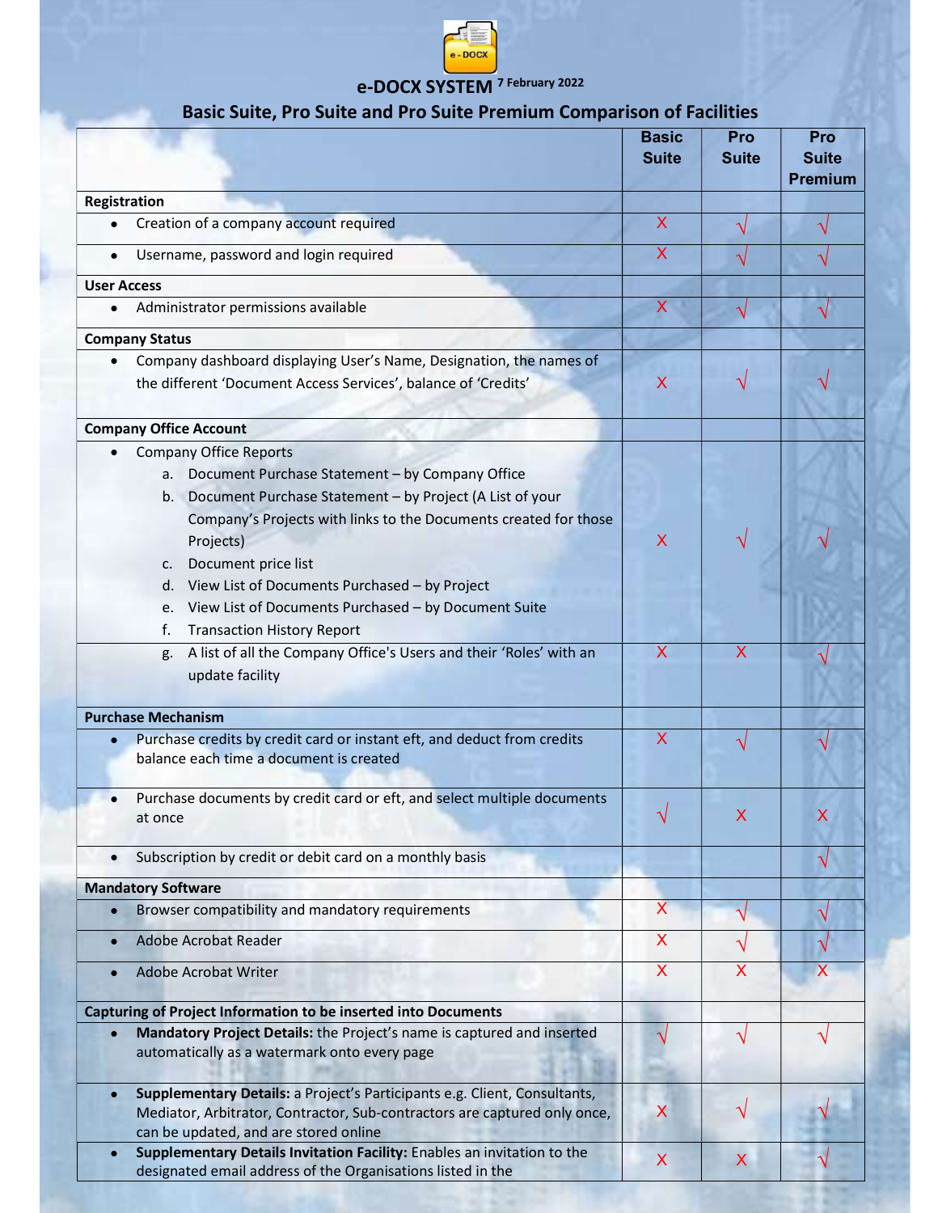# e-DOCX SYSTEM [7 February 2022]

## Basic Suite, Pro Suite and Pro Suite Premium Comparison of Facilities

| | Basic Suite | Pro Suite | Pro Suite Premium |
|---|---|---|---|
| **Registration** | | | |
| • Creation of a company account required | X | √ | √ |
| • Username, password and login required | X | √ | √ |
| **User Access** | | | |
| • Administrator permissions available | X | √ | √ |
| **Company Status** | | | |
| • Company dashboard displaying User's Name, Designation, the names of the different 'Document Access Services', balance of 'Credits' | X | √ | √ |
| **Company Office Account** | | | |
| • Company Office Reports<br>a. Document Purchase Statement – by Company Office<br>b. Document Purchase Statement – by Project (A List of your Company's Projects with links to the Documents created for those Projects)<br>c. Document price list<br>d. View List of Documents Purchased – by Project<br>e. View List of Documents Purchased – by Document Suite<br>f. Transaction History Report | X | √ | √ |
| g. A list of all the Company Office's Users and their 'Roles' with an update facility | X | X | √ |
| **Purchase Mechanism** | | | |
| • Purchase credits by credit card or instant eft, and deduct from credits balance each time a document is created | X | √ | √ |
| • Purchase documents by credit card or eft, and select multiple documents at once | √ | X | X |
| • Subscription by credit or debit card on a monthly basis | | | √ |
| **Mandatory Software** | | | |
| • Browser compatibility and mandatory requirements | X | √ | √ |
| • Adobe Acrobat Reader | X | √ | √ |
| • Adobe Acrobat Writer | X | X | X |
| **Capturing of Project Information to be inserted into Documents** | | | |
| • **Mandatory Project Details:** the Project's name is captured and inserted automatically as a watermark onto every page | √ | √ | √ |
| • **Supplementary Details:** a Project's Participants e.g. Client, Consultants, Mediator, Arbitrator, Contractor, Sub-contractors are captured only once, can be updated, and are stored online | X | √ | √ |
| • **Supplementary Details Invitation Facility:** Enables an invitation to the designated email address of the Organisations listed in the | X | X | √ |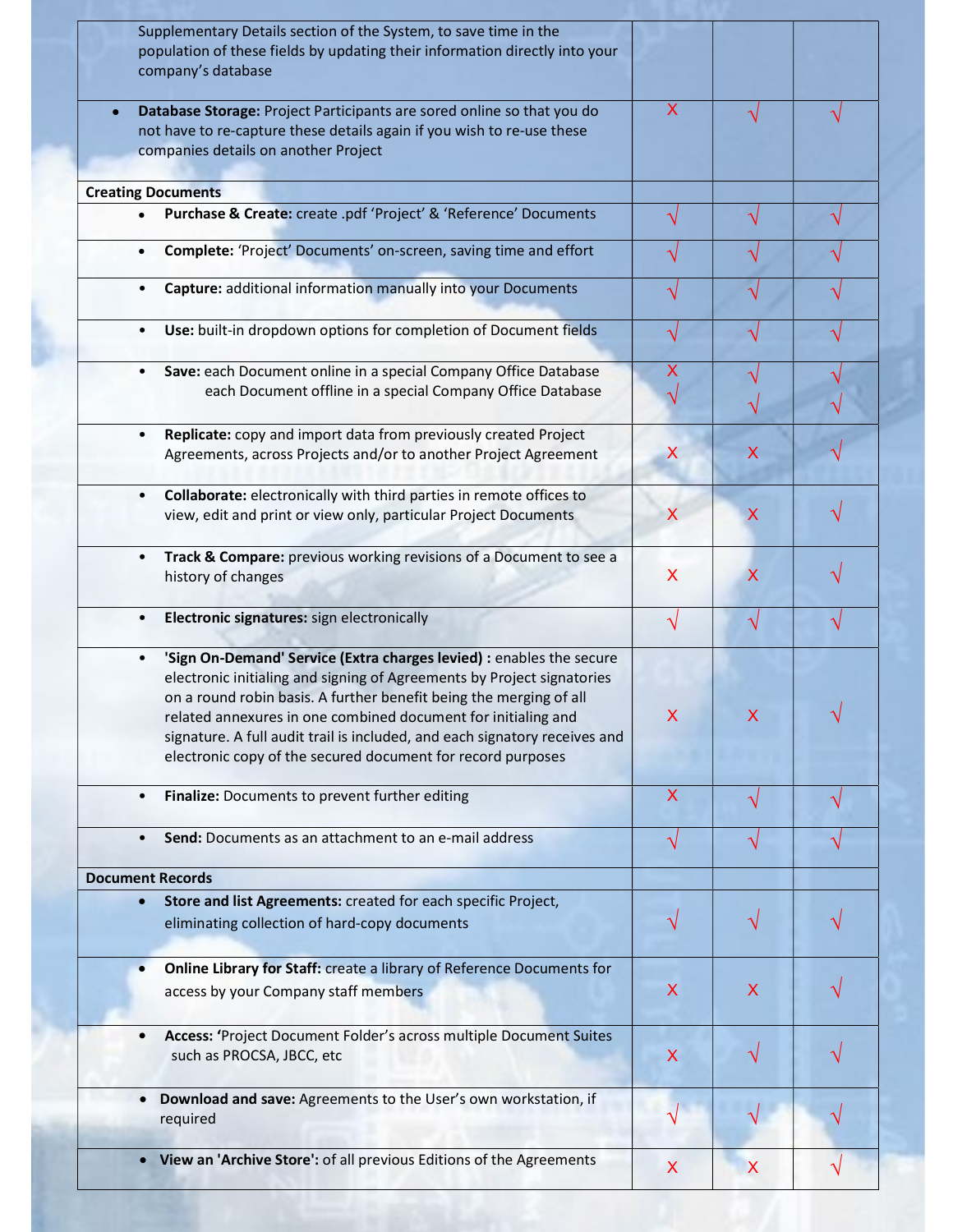| | | | |
|---|---|---|---|
| Supplementary Details section of the System, to save time in the population of these fields by updating their information directly into your company's database | | | |
| • **Database Storage:** Project Participants are sored online so that you do not have to re-capture these details again if you wish to re-use these companies details on another Project | X | √ | √ |
| **Creating Documents** | | | |
| • **Purchase & Create:** create .pdf 'Project' & 'Reference' Documents | √ | √ | √ |
| • **Complete:** 'Project' Documents' on-screen, saving time and effort | √ | √ | √ |
| • **Capture:** additional information manually into your Documents | √ | √ | √ |
| • **Use:** built-in dropdown options for completion of Document fields | √ | √ | √ |
| • **Save:** each Document online in a special Company Office Database<br>each Document offline in a special Company Office Database | X<br>√ | √<br>√ | √<br>√ |
| • **Replicate:** copy and import data from previously created Project Agreements, across Projects and/or to another Project Agreement | X | X | √ |
| • **Collaborate:** electronically with third parties in remote offices to view, edit and print or view only, particular Project Documents | X | X | √ |
| • **Track & Compare:** previous working revisions of a Document to see a history of changes | X | X | √ |
| • **Electronic signatures:** sign electronically | √ | √ | √ |
| • **'Sign On-Demand' Service (Extra charges levied) :** enables the secure electronic initialing and signing of Agreements by Project signatories on a round robin basis. A further benefit being the merging of all related annexures in one combined document for initialing and signature. A full audit trail is included, and each signatory receives and electronic copy of the secured document for record purposes | X | X | √ |
| • **Finalize:** Documents to prevent further editing | X | √ | √ |
| • **Send:** Documents as an attachment to an e-mail address | √ | √ | √ |
| **Document Records** | | | |
| • **Store and list Agreements:** created for each specific Project, eliminating collection of hard-copy documents | √ | √ | √ |
| • **Online Library for Staff:** create a library of Reference Documents for access by your Company staff members | X | X | √ |
| • **Access: '**Project Document Folder's across multiple Document Suites such as PROCSA, JBCC, etc | X | √ | √ |
| • **Download and save:** Agreements to the User's own workstation, if required | √ | √ | √ |
| • **View an 'Archive Store':** of all previous Editions of the Agreements | X | X | √ |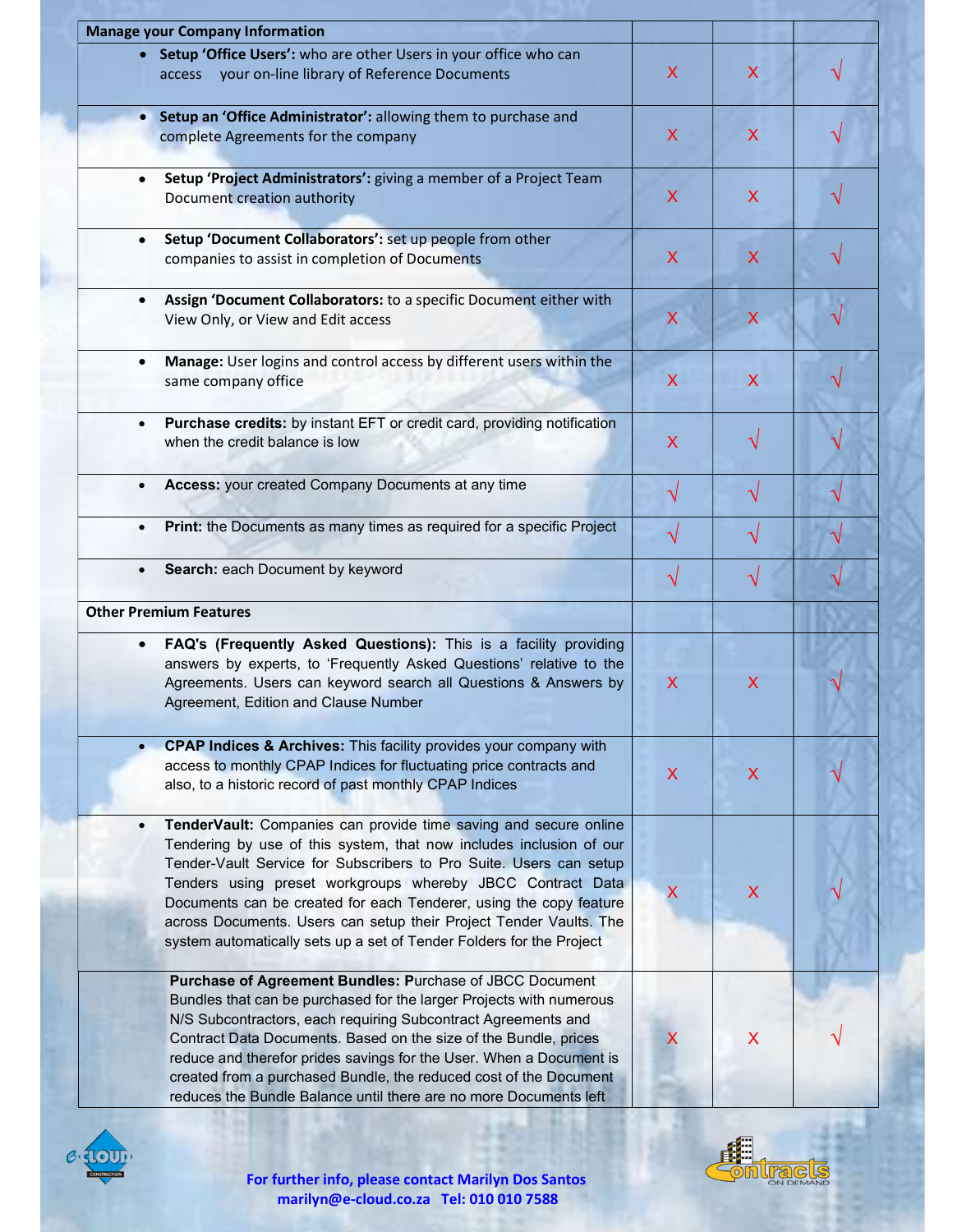| Manage your Company Information | | | |
|---|---|---|---|
| • **Setup 'Office Users':** who are other Users in your office who can access your on-line library of Reference Documents | X | X | √ |
| • **Setup an 'Office Administrator':** allowing them to purchase and complete Agreements for the company | X | X | √ |
| • **Setup 'Project Administrators':** giving a member of a Project Team Document creation authority | X | X | √ |
| • **Setup 'Document Collaborators':** set up people from other companies to assist in completion of Documents | X | X | √ |
| • **Assign 'Document Collaborators:** to a specific Document either with View Only, or View and Edit access | X | X | √ |
| • **Manage:** User logins and control access by different users within the same company office | X | X | √ |
| • **Purchase credits:** by instant EFT or credit card, providing notification when the credit balance is low | X | √ | √ |
| • **Access:** your created Company Documents at any time | √ | √ | √ |
| • **Print:** the Documents as many times as required for a specific Project | √ | √ | √ |
| • **Search:** each Document by keyword | √ | √ | √ |
| **Other Premium Features** | | | |
| • **FAQ's (Frequently Asked Questions):** This is a facility providing answers by experts, to 'Frequently Asked Questions' relative to the Agreements. Users can keyword search all Questions & Answers by Agreement, Edition and Clause Number | X | X | √ |
| • **CPAP Indices & Archives:** This facility provides your company with access to monthly CPAP Indices for fluctuating price contracts and also, to a historic record of past monthly CPAP Indices | X | X | √ |
| • **TenderVault:** Companies can provide time saving and secure online Tendering by use of this system, that now includes inclusion of our Tender-Vault Service for Subscribers to Pro Suite. Users can setup Tenders using preset workgroups whereby JBCC Contract Data Documents can be created for each Tenderer, using the copy feature across Documents. Users can setup their Project Tender Vaults. The system automatically sets up a set of Tender Folders for the Project | X | X | √ |
| **Purchase of Agreement Bundles:** Purchase of JBCC Document Bundles that can be purchased for the larger Projects with numerous N/S Subcontractors, each requiring Subcontract Agreements and Contract Data Documents. Based on the size of the Bundle, prices reduce and therefor prides savings for the User. When a Document is created from a purchased Bundle, the reduced cost of the Document reduces the Bundle Balance until there are no more Documents left | X | X | √ |

**For further info, please contact Marilyn Dos Santos**
**marilyn@e-cloud.co.za Tel: 010 010 7588**